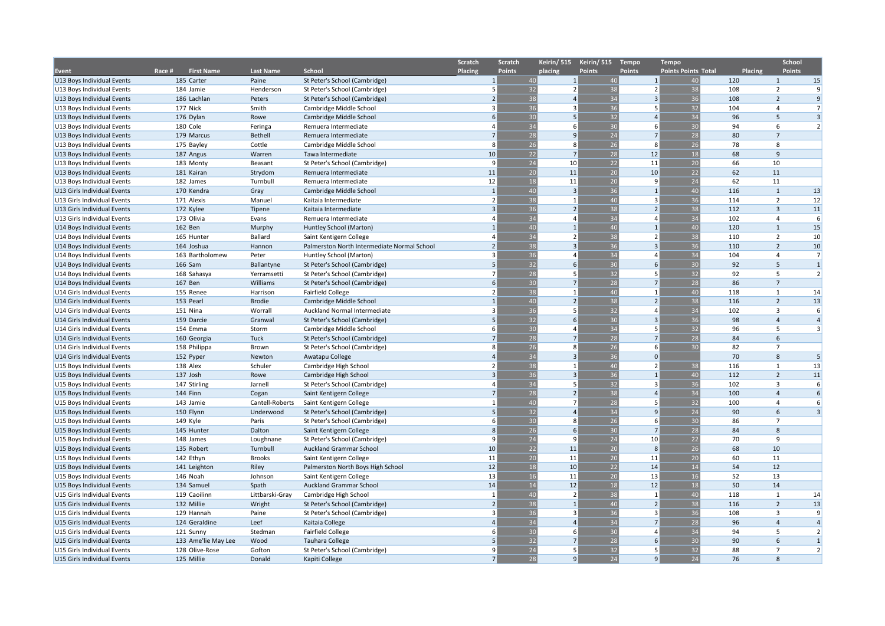| Event | Race # | First Name | Last Name | School | Scratch Placing | Scratch Points | Keirin/ 515 placing | Keirin/ 515 Points | Tempo Points | Tempo Points | Points Total | Placing | School Points |
|---|---|---|---|---|---|---|---|---|---|---|---|---|---|
| U13 Boys Individual Events | 185 | Carter | Paine | St Peter's School (Cambridge) | 1 | 40 | 1 | 40 | 1 | 40 | 120 | 1 | 15 |
| U13 Boys Individual Events | 184 | Jamie | Henderson | St Peter's School (Cambridge) | 5 | 32 | 2 | 38 | 2 | 38 | 108 | 2 | 9 |
| U13 Boys Individual Events | 186 | Lachlan | Peters | St Peter's School (Cambridge) | 2 | 38 | 4 | 34 | 3 | 36 | 108 | 2 | 9 |
| U13 Boys Individual Events | 177 | Nick | Smith | Cambridge Middle School | 3 | 36 | 3 | 36 | 5 | 32 | 104 | 4 | 7 |
| U13 Boys Individual Events | 176 | Dylan | Rowe | Cambridge Middle School | 6 | 30 | 5 | 32 | 4 | 34 | 96 | 5 | 3 |
| U13 Boys Individual Events | 180 | Cole | Feringa | Remuera Intermediate | 4 | 34 | 6 | 30 | 6 | 30 | 94 | 6 | 2 |
| U13 Boys Individual Events | 179 | Marcus | Bethell | Remuera Intermediate | 7 | 28 | 9 | 24 | 7 | 28 | 80 | 7 | |
| U13 Boys Individual Events | 175 | Bayley | Cottle | Cambridge Middle School | 8 | 26 | 8 | 26 | 8 | 26 | 78 | 8 | |
| U13 Boys Individual Events | 187 | Angus | Warren | Tawa Intermediate | 10 | 22 | 7 | 28 | 12 | 18 | 68 | 9 | |
| U13 Boys Individual Events | 183 | Monty | Beasant | St Peter's School (Cambridge) | 9 | 24 | 10 | 22 | 11 | 20 | 66 | 10 | |
| U13 Boys Individual Events | 181 | Kairan | Strydom | Remuera Intermediate | 11 | 20 | 11 | 20 | 10 | 22 | 62 | 11 | |
| U13 Boys Individual Events | 182 | James | Turnbull | Remuera Intermediate | 12 | 18 | 11 | 20 | 9 | 24 | 62 | 11 | |
| U13 Girls Individual Events | 170 | Kendra | Gray | Cambridge Middle School | 1 | 40 | 3 | 36 | 1 | 40 | 116 | 1 | 13 |
| U13 Girls Individual Events | 171 | Alexis | Manuel | Kaitaia Intermediate | 2 | 38 | 1 | 40 | 3 | 36 | 114 | 2 | 12 |
| U13 Girls Individual Events | 172 | Kylee | Tipene | Kaitaia Intermediate | 3 | 36 | 2 | 38 | 2 | 38 | 112 | 3 | 11 |
| U13 Girls Individual Events | 173 | Olivia | Evans | Remuera Intermediate | 4 | 34 | 4 | 34 | 4 | 34 | 102 | 4 | 6 |
| U14 Boys Individual Events | 162 | Ben | Murphy | Huntley School (Marton) | 1 | 40 | 1 | 40 | 1 | 40 | 120 | 1 | 15 |
| U14 Boys Individual Events | 165 | Hunter | Ballard | Saint Kentigern College | 4 | 34 | 2 | 38 | 2 | 38 | 110 | 2 | 10 |
| U14 Boys Individual Events | 164 | Joshua | Hannon | Palmerston North Intermediate Normal School | 2 | 38 | 3 | 36 | 3 | 36 | 110 | 2 | 10 |
| U14 Boys Individual Events | 163 | Bartholomew | Peter | Huntley School (Marton) | 3 | 36 | 4 | 34 | 4 | 34 | 104 | 4 | 7 |
| U14 Boys Individual Events | 166 | Sam | Ballantyne | St Peter's School (Cambridge) | 5 | 32 | 6 | 30 | 6 | 30 | 92 | 5 | 1 |
| U14 Boys Individual Events | 168 | Sahasya | Yerramsetti | St Peter's School (Cambridge) | 7 | 28 | 5 | 32 | 5 | 32 | 92 | 5 | 2 |
| U14 Boys Individual Events | 167 | Ben | Williams | St Peter's School (Cambridge) | 6 | 30 | 7 | 28 | 7 | 28 | 86 | 7 | |
| U14 Girls Individual Events | 155 | Renee | Harrison | Fairfield College | 2 | 38 | 1 | 40 | 1 | 40 | 118 | 1 | 14 |
| U14 Girls Individual Events | 153 | Pearl | Brodie | Cambridge Middle School | 1 | 40 | 2 | 38 | 2 | 38 | 116 | 2 | 13 |
| U14 Girls Individual Events | 151 | Nina | Worrall | Auckland Normal Intermediate | 3 | 36 | 5 | 32 | 4 | 34 | 102 | 3 | 6 |
| U14 Girls Individual Events | 159 | Darcie | Granwal | St Peter's School (Cambridge) | 5 | 32 | 6 | 30 | 3 | 36 | 98 | 4 | 4 |
| U14 Girls Individual Events | 154 | Emma | Storm | Cambridge Middle School | 6 | 30 | 4 | 34 | 5 | 32 | 96 | 5 | 3 |
| U14 Girls Individual Events | 160 | Georgia | Tuck | St Peter's School (Cambridge) | 7 | 28 | 7 | 28 | 7 | 28 | 84 | 6 | |
| U14 Girls Individual Events | 158 | Philippa | Brown | St Peter's School (Cambridge) | 8 | 26 | 8 | 26 | 6 | 30 | 82 | 7 | |
| U14 Girls Individual Events | 152 | Pyper | Newton | Awatapu College | 4 | 34 | 3 | 36 | 0 | | 70 | 8 | 5 |
| U15 Boys Individual Events | 138 | Alex | Schuler | Cambridge High School | 2 | 38 | 1 | 40 | 2 | 38 | 116 | 1 | 13 |
| U15 Boys Individual Events | 137 | Josh | Rowe | Cambridge High School | 3 | 36 | 3 | 36 | 1 | 40 | 112 | 2 | 11 |
| U15 Boys Individual Events | 147 | Stirling | Jarnell | St Peter's School (Cambridge) | 4 | 34 | 5 | 32 | 3 | 36 | 102 | 3 | 6 |
| U15 Boys Individual Events | 144 | Finn | Cogan | Saint Kentigern College | 7 | 28 | 2 | 38 | 4 | 34 | 100 | 4 | 6 |
| U15 Boys Individual Events | 143 | Jamie | Cantell-Roberts | Saint Kentigern College | 1 | 40 | 7 | 28 | 5 | 32 | 100 | 4 | 6 |
| U15 Boys Individual Events | 150 | Flynn | Underwood | St Peter's School (Cambridge) | 5 | 32 | 4 | 34 | 9 | 24 | 90 | 6 | 3 |
| U15 Boys Individual Events | 149 | Kyle | Paris | St Peter's School (Cambridge) | 6 | 30 | 8 | 26 | 6 | 30 | 86 | 7 | |
| U15 Boys Individual Events | 145 | Hunter | Dalton | Saint Kentigern College | 8 | 26 | 6 | 30 | 7 | 28 | 84 | 8 | |
| U15 Boys Individual Events | 148 | James | Loughnane | St Peter's School (Cambridge) | 9 | 24 | 9 | 24 | 10 | 22 | 70 | 9 | |
| U15 Boys Individual Events | 135 | Robert | Turnbull | Auckland Grammar School | 10 | 22 | 11 | 20 | 8 | 26 | 68 | 10 | |
| U15 Boys Individual Events | 142 | Ethyn | Brooks | Saint Kentigern College | 11 | 20 | 11 | 20 | 11 | 20 | 60 | 11 | |
| U15 Boys Individual Events | 141 | Leighton | Riley | Palmerston North Boys High School | 12 | 18 | 10 | 22 | 14 | 14 | 54 | 12 | |
| U15 Boys Individual Events | 146 | Noah | Johnson | Saint Kentigern College | 13 | 16 | 11 | 20 | 13 | 16 | 52 | 13 | |
| U15 Boys Individual Events | 134 | Samuel | Spath | Auckland Grammar School | 14 | 14 | 12 | 18 | 12 | 18 | 50 | 14 | |
| U15 Girls Individual Events | 119 | Caoilinn | Littbarski-Gray | Cambridge High School | 1 | 40 | 2 | 38 | 1 | 40 | 118 | 1 | 14 |
| U15 Girls Individual Events | 132 | Millie | Wright | St Peter's School (Cambridge) | 2 | 38 | 1 | 40 | 2 | 38 | 116 | 2 | 13 |
| U15 Girls Individual Events | 129 | Hannah | Paine | St Peter's School (Cambridge) | 3 | 36 | 3 | 36 | 3 | 36 | 108 | 3 | 9 |
| U15 Girls Individual Events | 124 | Geraldine | Leef | Kaitaia College | 4 | 34 | 4 | 34 | 7 | 28 | 96 | 4 | 4 |
| U15 Girls Individual Events | 121 | Sunny | Stedman | Fairfield College | 6 | 30 | 6 | 30 | 4 | 34 | 94 | 5 | 2 |
| U15 Girls Individual Events | 133 | Ame'lie May Lee | Wood | Tauhara College | 5 | 32 | 7 | 28 | 6 | 30 | 90 | 6 | 1 |
| U15 Girls Individual Events | 128 | Olive-Rose | Gofton | St Peter's School (Cambridge) | 9 | 24 | 5 | 32 | 5 | 32 | 88 | 7 | 2 |
| U15 Girls Individual Events | 125 | Millie | Donald | Kapiti College | 7 | 28 | 9 | 24 | 9 | 24 | 76 | 8 | |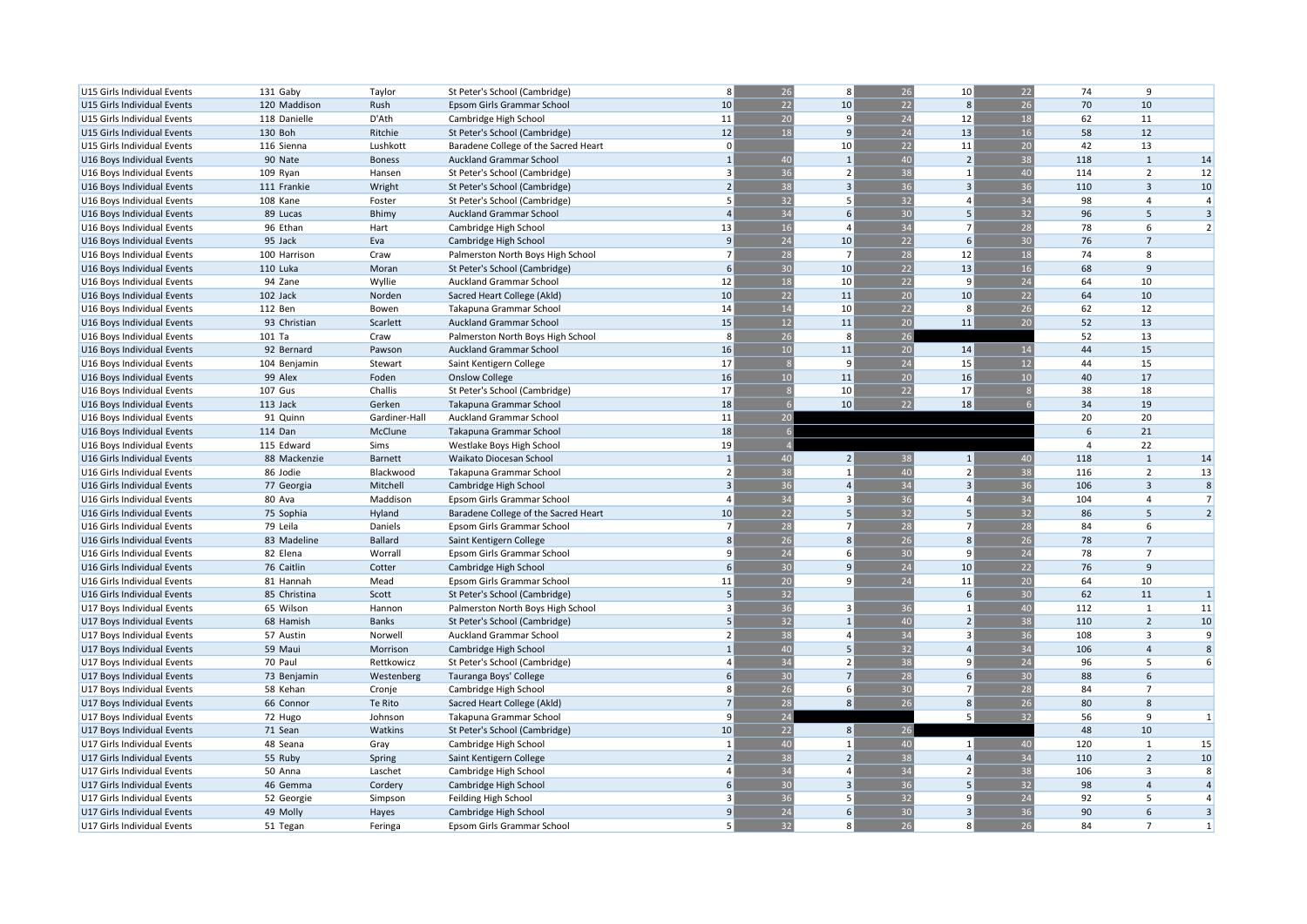| | | | | | | | | | | | | |
|---|---|---|---|---|---|---|---|---|---|---|---|---|
| U15 Girls Individual Events | 131 Gaby | Taylor | St Peter's School (Cambridge) | 8 | 26 | 8 | 26 | 10 | 22 | 74 | 9 | |
| U15 Girls Individual Events | 120 Maddison | Rush | Epsom Girls Grammar School | 10 | 22 | 10 | 22 | 8 | 26 | 70 | 10 | |
| U15 Girls Individual Events | 118 Danielle | D'Ath | Cambridge High School | 11 | 20 | 9 | 24 | 12 | 18 | 62 | 11 | |
| U15 Girls Individual Events | 130 Boh | Ritchie | St Peter's School (Cambridge) | 12 | 18 | 9 | 24 | 13 | 16 | 58 | 12 | |
| U15 Girls Individual Events | 116 Sienna | Lushkott | Baradene College of the Sacred Heart | 0 | | 10 | 22 | 11 | 20 | 42 | 13 | |
| U16 Boys Individual Events | 90 Nate | Boness | Auckland Grammar School | 1 | 40 | 1 | 40 | 2 | 38 | 118 | 1 | 14 |
| U16 Boys Individual Events | 109 Ryan | Hansen | St Peter's School (Cambridge) | 3 | 36 | 2 | 38 | 1 | 40 | 114 | 2 | 12 |
| U16 Boys Individual Events | 111 Frankie | Wright | St Peter's School (Cambridge) | 2 | 38 | 3 | 36 | 3 | 36 | 110 | 3 | 10 |
| U16 Boys Individual Events | 108 Kane | Foster | St Peter's School (Cambridge) | 5 | 32 | 5 | 32 | 4 | 34 | 98 | 4 | 4 |
| U16 Boys Individual Events | 89 Lucas | Bhimy | Auckland Grammar School | 4 | 34 | 6 | 30 | 5 | 32 | 96 | 5 | 3 |
| U16 Boys Individual Events | 96 Ethan | Hart | Cambridge High School | 13 | 16 | 4 | 34 | 7 | 28 | 78 | 6 | 2 |
| U16 Boys Individual Events | 95 Jack | Eva | Cambridge High School | 9 | 24 | 10 | 22 | 6 | 30 | 76 | 7 | |
| U16 Boys Individual Events | 100 Harrison | Craw | Palmerston North Boys High School | 7 | 28 | 7 | 28 | 12 | 18 | 74 | 8 | |
| U16 Boys Individual Events | 110 Luka | Moran | St Peter's School (Cambridge) | 6 | 30 | 10 | 22 | 13 | 16 | 68 | 9 | |
| U16 Boys Individual Events | 94 Zane | Wyllie | Auckland Grammar School | 12 | 18 | 10 | 22 | 9 | 24 | 64 | 10 | |
| U16 Boys Individual Events | 102 Jack | Norden | Sacred Heart College (Akld) | 10 | 22 | 11 | 20 | 10 | 22 | 64 | 10 | |
| U16 Boys Individual Events | 112 Ben | Bowen | Takapuna Grammar School | 14 | 14 | 10 | 22 | 8 | 26 | 62 | 12 | |
| U16 Boys Individual Events | 93 Christian | Scarlett | Auckland Grammar School | 15 | 12 | 11 | 20 | 11 | 20 | 52 | 13 | |
| U16 Boys Individual Events | 101 Ta | Craw | Palmerston North Boys High School | 8 | 26 | 8 | 26 | | | 52 | 13 | |
| U16 Boys Individual Events | 92 Bernard | Pawson | Auckland Grammar School | 16 | 10 | 11 | 20 | 14 | 14 | 44 | 15 | |
| U16 Boys Individual Events | 104 Benjamin | Stewart | Saint Kentigern College | 17 | 8 | 9 | 24 | 15 | 12 | 44 | 15 | |
| U16 Boys Individual Events | 99 Alex | Foden | Onslow College | 16 | 10 | 11 | 20 | 16 | 10 | 40 | 17 | |
| U16 Boys Individual Events | 107 Gus | Challis | St Peter's School (Cambridge) | 17 | 8 | 10 | 22 | 17 | 8 | 38 | 18 | |
| U16 Boys Individual Events | 113 Jack | Gerken | Takapuna Grammar School | 18 | 6 | 10 | 22 | 18 | 6 | 34 | 19 | |
| U16 Boys Individual Events | 91 Quinn | Gardiner-Hall | Auckland Grammar School | 11 | 20 | | | | | 20 | 20 | |
| U16 Boys Individual Events | 114 Dan | McClune | Takapuna Grammar School | 18 | 6 | | | | | 6 | 21 | |
| U16 Boys Individual Events | 115 Edward | Sims | Westlake Boys High School | 19 | 4 | | | | | 4 | 22 | |
| U16 Girls Individual Events | 88 Mackenzie | Barnett | Waikato Diocesan School | 1 | 40 | 2 | 38 | 1 | 40 | 118 | 1 | 14 |
| U16 Girls Individual Events | 86 Jodie | Blackwood | Takapuna Grammar School | 2 | 38 | 1 | 40 | 2 | 38 | 116 | 2 | 13 |
| U16 Girls Individual Events | 77 Georgia | Mitchell | Cambridge High School | 3 | 36 | 4 | 34 | 3 | 36 | 106 | 3 | 8 |
| U16 Girls Individual Events | 80 Ava | Maddison | Epsom Girls Grammar School | 4 | 34 | 3 | 36 | 4 | 34 | 104 | 4 | 7 |
| U16 Girls Individual Events | 75 Sophia | Hyland | Baradene College of the Sacred Heart | 10 | 22 | 5 | 32 | 5 | 32 | 86 | 5 | 2 |
| U16 Girls Individual Events | 79 Leila | Daniels | Epsom Girls Grammar School | 7 | 28 | 7 | 28 | 7 | 28 | 84 | 6 | |
| U16 Girls Individual Events | 83 Madeline | Ballard | Saint Kentigern College | 8 | 26 | 8 | 26 | 8 | 26 | 78 | 7 | |
| U16 Girls Individual Events | 82 Elena | Worrall | Epsom Girls Grammar School | 9 | 24 | 6 | 30 | 9 | 24 | 78 | 7 | |
| U16 Girls Individual Events | 76 Caitlin | Cotter | Cambridge High School | 6 | 30 | 9 | 24 | 10 | 22 | 76 | 9 | |
| U16 Girls Individual Events | 81 Hannah | Mead | Epsom Girls Grammar School | 11 | 20 | 9 | 24 | 11 | 20 | 64 | 10 | |
| U16 Girls Individual Events | 85 Christina | Scott | St Peter's School (Cambridge) | 5 | 32 | | | 6 | 30 | 62 | 11 | 1 |
| U17 Boys Individual Events | 65 Wilson | Hannon | Palmerston North Boys High School | 3 | 36 | 3 | 36 | 1 | 40 | 112 | 1 | 11 |
| U17 Boys Individual Events | 68 Hamish | Banks | St Peter's School (Cambridge) | 5 | 32 | 1 | 40 | 2 | 38 | 110 | 2 | 10 |
| U17 Boys Individual Events | 57 Austin | Norwell | Auckland Grammar School | 2 | 38 | 4 | 34 | 3 | 36 | 108 | 3 | 9 |
| U17 Boys Individual Events | 59 Maui | Morrison | Cambridge High School | 1 | 40 | 5 | 32 | 4 | 34 | 106 | 4 | 8 |
| U17 Boys Individual Events | 70 Paul | Rettkowicz | St Peter's School (Cambridge) | 4 | 34 | 2 | 38 | 9 | 24 | 96 | 5 | 6 |
| U17 Boys Individual Events | 73 Benjamin | Westenberg | Tauranga Boys' College | 6 | 30 | 7 | 28 | 6 | 30 | 88 | 6 | |
| U17 Boys Individual Events | 58 Kehan | Cronje | Cambridge High School | 8 | 26 | 6 | 30 | 7 | 28 | 84 | 7 | |
| U17 Boys Individual Events | 66 Connor | Te Rito | Sacred Heart College (Akld) | 7 | 28 | 8 | 26 | 8 | 26 | 80 | 8 | |
| U17 Boys Individual Events | 72 Hugo | Johnson | Takapuna Grammar School | 9 | 24 | | | 5 | 32 | 56 | 9 | 1 |
| U17 Boys Individual Events | 71 Sean | Watkins | St Peter's School (Cambridge) | 10 | 22 | 8 | 26 | | | 48 | 10 | |
| U17 Girls Individual Events | 48 Seana | Gray | Cambridge High School | 1 | 40 | 1 | 40 | 1 | 40 | 120 | 1 | 15 |
| U17 Girls Individual Events | 55 Ruby | Spring | Saint Kentigern College | 2 | 38 | 2 | 38 | 4 | 34 | 110 | 2 | 10 |
| U17 Girls Individual Events | 50 Anna | Laschet | Cambridge High School | 4 | 34 | 4 | 34 | 2 | 38 | 106 | 3 | 8 |
| U17 Girls Individual Events | 46 Gemma | Cordery | Cambridge High School | 6 | 30 | 3 | 36 | 5 | 32 | 98 | 4 | 4 |
| U17 Girls Individual Events | 52 Georgie | Simpson | Feilding High School | 3 | 36 | 5 | 32 | 9 | 24 | 92 | 5 | 4 |
| U17 Girls Individual Events | 49 Molly | Hayes | Cambridge High School | 9 | 24 | 6 | 30 | 3 | 36 | 90 | 6 | 3 |
| U17 Girls Individual Events | 51 Tegan | Feringa | Epsom Girls Grammar School | 5 | 32 | 8 | 26 | 8 | 26 | 84 | 7 | 1 |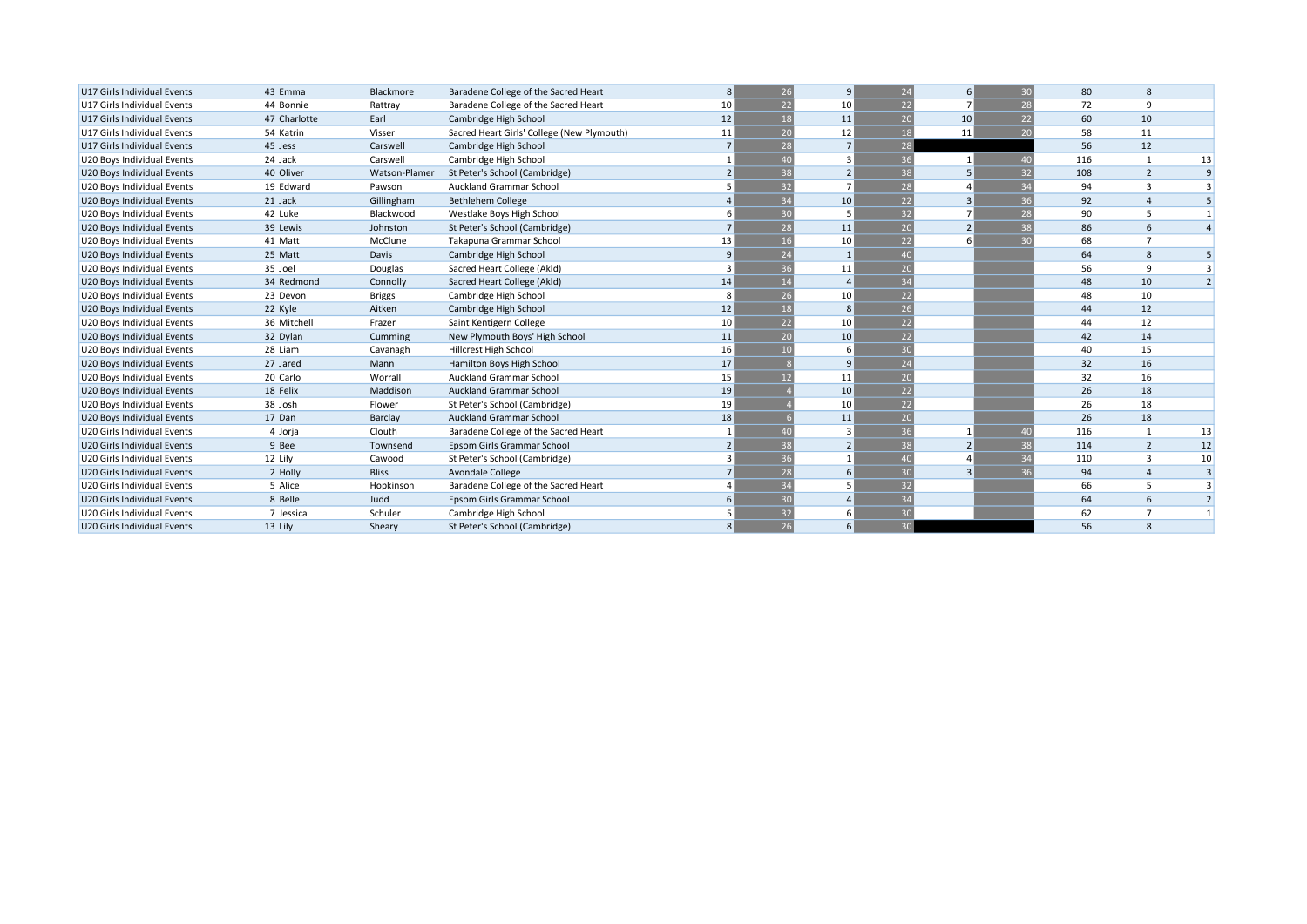| | | | | | | | | | | | | | | |
|---|---|---|---|---|---|---|---|---|---|---|---|---|---|---|
| U17 Girls Individual Events | 43 | Emma | Blackmore | Baradene College of the Sacred Heart | 8 | 26 | 9 | 24 | 6 | 30 | 80 | 8 | |
| U17 Girls Individual Events | 44 | Bonnie | Rattray | Baradene College of the Sacred Heart | 10 | 22 | 10 | 22 | 7 | 28 | 72 | 9 | |
| U17 Girls Individual Events | 47 | Charlotte | Earl | Cambridge High School | 12 | 18 | 11 | 20 | 10 | 22 | 60 | 10 | |
| U17 Girls Individual Events | 54 | Katrin | Visser | Sacred Heart Girls' College (New Plymouth) | 11 | 20 | 12 | 18 | 11 | 20 | 58 | 11 | |
| U17 Girls Individual Events | 45 | Jess | Carswell | Cambridge High School | 7 | 28 | 7 | 28 | | | 56 | 12 | |
| U20 Boys Individual Events | 24 | Jack | Carswell | Cambridge High School | 1 | 40 | 3 | 36 | 1 | 40 | 116 | 1 | 13 |
| U20 Boys Individual Events | 40 | Oliver | Watson-Plamer | St Peter's School (Cambridge) | 2 | 38 | 2 | 38 | 5 | 32 | 108 | 2 | 9 |
| U20 Boys Individual Events | 19 | Edward | Pawson | Auckland Grammar School | 5 | 32 | 7 | 28 | 4 | 34 | 94 | 3 | 3 |
| U20 Boys Individual Events | 21 | Jack | Gillingham | Bethlehem College | 4 | 34 | 10 | 22 | 3 | 36 | 92 | 4 | 5 |
| U20 Boys Individual Events | 42 | Luke | Blackwood | Westlake Boys High School | 6 | 30 | 5 | 32 | 7 | 28 | 90 | 5 | 1 |
| U20 Boys Individual Events | 39 | Lewis | Johnston | St Peter's School (Cambridge) | 7 | 28 | 11 | 20 | 2 | 38 | 86 | 6 | 4 |
| U20 Boys Individual Events | 41 | Matt | McClune | Takapuna Grammar School | 13 | 16 | 10 | 22 | 6 | 30 | 68 | 7 | |
| U20 Boys Individual Events | 25 | Matt | Davis | Cambridge High School | 9 | 24 | 1 | 40 | | | 64 | 8 | 5 |
| U20 Boys Individual Events | 35 | Joel | Douglas | Sacred Heart College (Akld) | 3 | 36 | 11 | 20 | | | 56 | 9 | 3 |
| U20 Boys Individual Events | 34 | Redmond | Connolly | Sacred Heart College (Akld) | 14 | 14 | 4 | 34 | | | 48 | 10 | 2 |
| U20 Boys Individual Events | 23 | Devon | Briggs | Cambridge High School | 8 | 26 | 10 | 22 | | | 48 | 10 | |
| U20 Boys Individual Events | 22 | Kyle | Aitken | Cambridge High School | 12 | 18 | 8 | 26 | | | 44 | 12 | |
| U20 Boys Individual Events | 36 | Mitchell | Frazer | Saint Kentigern College | 10 | 22 | 10 | 22 | | | 44 | 12 | |
| U20 Boys Individual Events | 32 | Dylan | Cumming | New Plymouth Boys' High School | 11 | 20 | 10 | 22 | | | 42 | 14 | |
| U20 Boys Individual Events | 28 | Liam | Cavanagh | Hillcrest High School | 16 | 10 | 6 | 30 | | | 40 | 15 | |
| U20 Boys Individual Events | 27 | Jared | Mann | Hamilton Boys High School | 17 | 8 | 9 | 24 | | | 32 | 16 | |
| U20 Boys Individual Events | 20 | Carlo | Worrall | Auckland Grammar School | 15 | 12 | 11 | 20 | | | 32 | 16 | |
| U20 Boys Individual Events | 18 | Felix | Maddison | Auckland Grammar School | 19 | 4 | 10 | 22 | | | 26 | 18 | |
| U20 Boys Individual Events | 38 | Josh | Flower | St Peter's School (Cambridge) | 19 | 4 | 10 | 22 | | | 26 | 18 | |
| U20 Boys Individual Events | 17 | Dan | Barclay | Auckland Grammar School | 18 | 6 | 11 | 20 | | | 26 | 18 | |
| U20 Girls Individual Events | 4 | Jorja | Clouth | Baradene College of the Sacred Heart | 1 | 40 | 3 | 36 | 1 | 40 | 116 | 1 | 13 |
| U20 Girls Individual Events | 9 | Bee | Townsend | Epsom Girls Grammar School | 2 | 38 | 2 | 38 | 2 | 38 | 114 | 2 | 12 |
| U20 Girls Individual Events | 12 | Lily | Cawood | St Peter's School (Cambridge) | 3 | 36 | 1 | 40 | 4 | 34 | 110 | 3 | 10 |
| U20 Girls Individual Events | 2 | Holly | Bliss | Avondale College | 7 | 28 | 6 | 30 | 3 | 36 | 94 | 4 | 3 |
| U20 Girls Individual Events | 5 | Alice | Hopkinson | Baradene College of the Sacred Heart | 4 | 34 | 5 | 32 | | | 66 | 5 | 3 |
| U20 Girls Individual Events | 8 | Belle | Judd | Epsom Girls Grammar School | 6 | 30 | 4 | 34 | | | 64 | 6 | 2 |
| U20 Girls Individual Events | 7 | Jessica | Schuler | Cambridge High School | 5 | 32 | 6 | 30 | | | 62 | 7 | 1 |
| U20 Girls Individual Events | 13 | Lily | Sheary | St Peter's School (Cambridge) | 8 | 26 | 6 | 30 | | | 56 | 8 | |